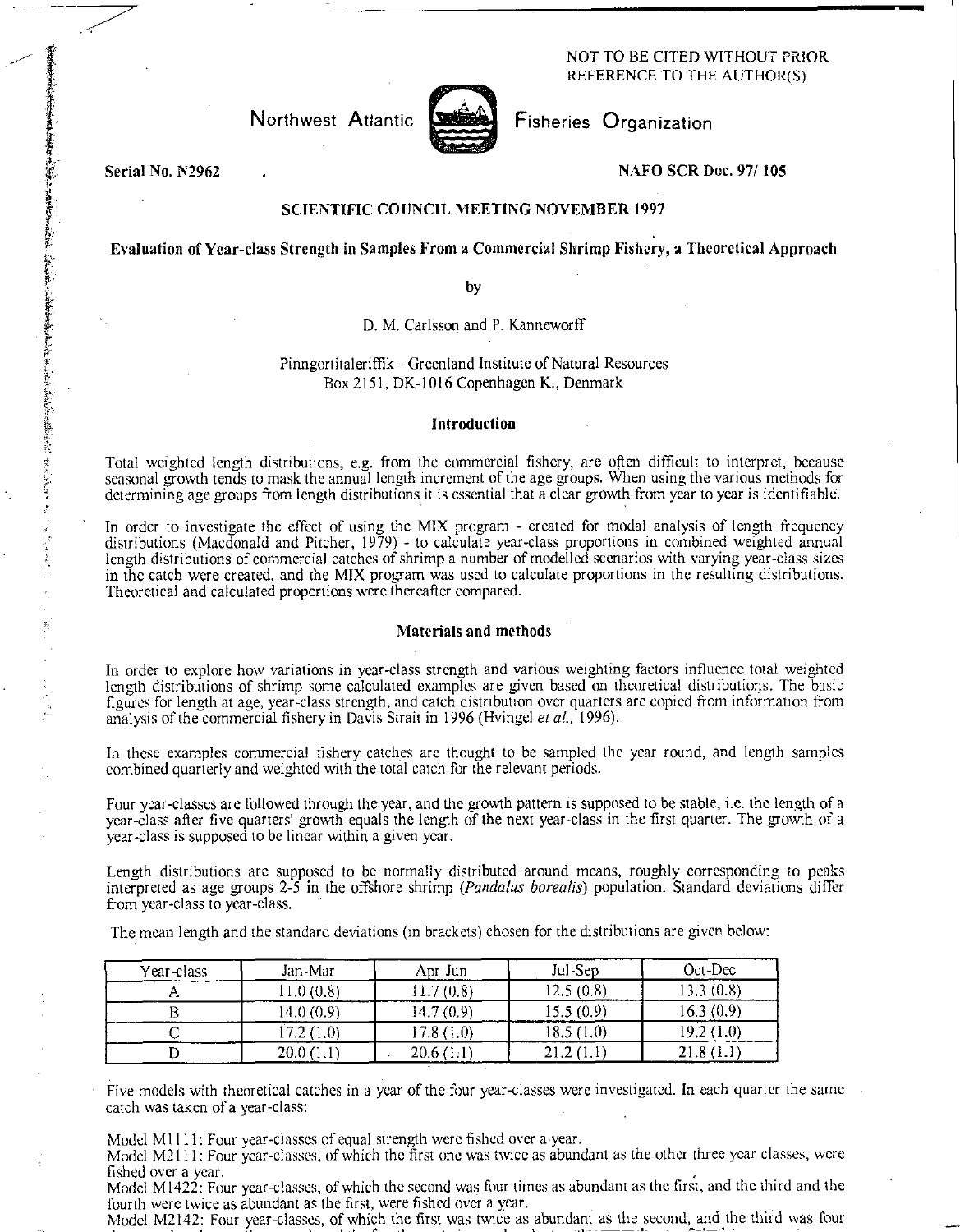NOT TO BE CITED WITHOUT PRIOR REFERENCE TO THE AUTHOR(S)

Northwest Atlantic Fisheries Organization

Serial No. N2962 — NAFO SCR Doc. 97/ 105

**SCIENTIFIC COUNCIL MEETING NOVEMBER 1997**

# Evaluation of Year-class Strength in Samples From a Commercial Shrimp Fishery, a Theoretical Approach

by

D. M. Carlsson and P. Kanneworff

Pinngortitaleriffik - Greenland Institute of Natural Resources
Box 2151, DK-1016 Copenhagen K., Denmark

## Introduction

Total weighted length distributions, e.g. from the commercial fishery, are often difficult to interpret, because seasonal growth tends to mask the annual length increment of the age groups. When using the various methods for determining age groups from length distributions it is essential that a clear growth from year to year is identifiable.

In order to investigate the effect of using the MIX program - created for modal analysis of length frequency distributions (Macdonald and Pitcher, 1979) - to calculate year-class proportions in combined weighted annual length distributions of commercial catches of shrimp a number of modelled scenarios with varying year-class sizes in the catch were created, and the MIX program was used to calculate proportions in the resulting distributions. Theoretical and calculated proportions were thereafter compared.

## Materials and methods

In order to explore how variations in year-class strength and various weighting factors influence total weighted length distributions of shrimp some calculated examples are given based on theoretical distributions. The basic figures for length at age, year-class strength, and catch distribution over quarters are copied from information from analysis of the commercial fishery in Davis Strait in 1996 (Hvingel *et al.*, 1996).

In these examples commercial fishery catches are thought to be sampled the year round, and length samples combined quarterly and weighted with the total catch for the relevant periods.

Four year-classes are followed through the year, and the growth pattern is supposed to be stable, i.e. the length of a year-class after five quarters' growth equals the length of the next year-class in the first quarter. The growth of a year-class is supposed to be linear within a given year.

Length distributions are supposed to be normally distributed around means, roughly corresponding to peaks interpreted as age groups 2-5 in the offshore shrimp (*Pandalus borealis*) population. Standard deviations differ from year-class to year-class.

The mean length and the standard deviations (in brackets) chosen for the distributions are given below:

| Year-class | Jan-Mar | Apr-Jun | Jul-Sep | Oct-Dec |
|---|---|---|---|---|
| A | 11.0 (0.8) | 11.7 (0.8) | 12.5 (0.8) | 13.3 (0.8) |
| B | 14.0 (0.9) | 14.7 (0.9) | 15.5 (0.9) | 16.3 (0.9) |
| C | 17.2 (1.0) | 17.8 (1.0) | 18.5 (1.0) | 19.2 (1.0) |
| D | 20.0 (1.1) | 20.6 (1.1) | 21.2 (1.1) | 21.8 (1.1) |

Five models with theoretical catches in a year of the four year-classes were investigated. In each quarter the same catch was taken of a year-class:

Model M1111: Four year-classes of equal strength were fished over a year.
Model M2111: Four year-classes, of which the first one was twice as abundant as the other three year classes, were fished over a year.
Model M1422: Four year-classes, of which the second was four times as abundant as the first, and the third and the fourth were twice as abundant as the first, were fished over a year.
Model M2142: Four year-classes, of which the first was twice as abundant as the second, and the third was four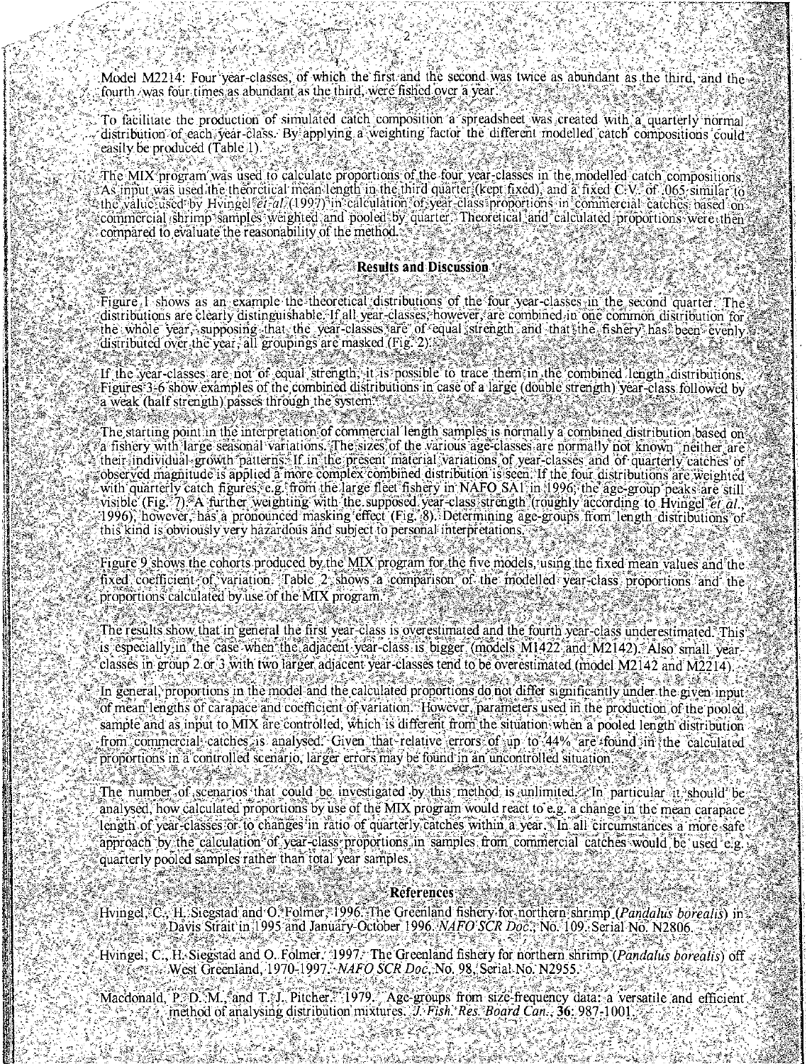Model M2214: Four year-classes, of which the first and the second was twice as abundant as the third, and the fourth was four times as abundant as the third, were fished over a year.

To facilitate the production of simulated catch composition a spreadsheet was created with a quarterly normal distribution of each year-class. By applying a weighting factor the different modelled catch compositions could easily be produced (Table 1).

The MIX program was used to calculate proportions of the four year-classes in the modelled catch compositions. As input was used the theoretical mean length in the third quarter (kept fixed), and a fixed C.V. of .065 similar to the value used by Hvingel *et al.* (1997) in calculation of year-class proportions in commercial catches based on commercial shrimp samples weighted and pooled by quarter. Theoretical and calculated proportions were then compared to evaluate the reasonability of the method.

## Results and Discussion

Figure 1 shows as an example the theoretical distributions of the four year-classes in the second quarter. The distributions are clearly distinguishable. If all year-classes, however, are combined in one common distribution for the whole year, supposing that the year-classes are of equal strength and that the fishery has been evenly distributed over the year, all groupings are masked (Fig. 2).

If the year-classes are not of equal strength, it is possible to trace them in the combined length distributions. Figures 3-6 show examples of the combined distributions in case of a large (double strength) year-class followed by a weak (half strength) passes through the system.

The starting point in the interpretation of commercial length samples is normally a combined distribution based on a fishery with large seasonal variations. The sizes of the various age-classes are normally not known, neither are their individual growth patterns. If in the present material variations of year-classes and of quarterly catches of observed magnitude is applied a more complex combined distribution is seen. If the four distributions are weighted with quarterly catch figures, e.g. from the large fleet fishery in NAFO SA1 in 1996, the age-group peaks are still visible (Fig. 7). A further weighting with the supposed year-class strength (roughly according to Hvingel *et al.*, 1996), however, has a pronounced masking effect (Fig. 8). Determining age-groups from length distributions of this kind is obviously very hazardous and subject to personal interpretations.

Figure 9 shows the cohorts produced by the MIX program for the five models, using the fixed mean values and the fixed coefficient of variation. Table 2 shows a comparison of the modelled year-class proportions and the proportions calculated by use of the MIX program.

The results show that in general the first year-class is overestimated and the fourth year-class underestimated. This is especially in the case when the adjacent year-class is bigger (models M1422 and M2142). Also small year-classes in group 2 or 3 with two larger adjacent year-classes tend to be overestimated (model M2142 and M2214).

In general, proportions in the model and the calculated proportions do not differ significantly under the given input of mean lengths of carapace and coefficient of variation. However, parameters used in the production of the pooled sample and as input to MIX are controlled, which is different from the situation when a pooled length distribution from commercial catches is analysed. Given that relative errors of up to 44% are found in the calculated proportions in a controlled scenario, larger errors may be found in an uncontrolled situation.

The number of scenarios that could be investigated by this method is unlimited. In particular it should be analysed, how calculated proportions by use of the MIX program would react to e.g. a change in the mean carapace length of year-classes or to changes in ratio of quarterly catches within a year. In all circumstances a more safe approach by the calculation of year-class proportions in samples from commercial catches would be used e.g. quarterly pooled samples rather than total year samples.

## References

Hvingel, C., H. Siegstad and O. Folmer. 1996. The Greenland fishery for northern shrimp (*Pandalus borealis*) in Davis Strait in 1995 and January-October 1996. *NAFO SCR Doc.*, No. 109, Serial No. N2806.

Hvingel, C., H. Siegstad and O. Folmer. 1997. The Greenland fishery for northern shrimp (*Pandalus borealis*) off West Greenland, 1970-1997. *NAFO SCR Doc.* No. 98, Serial No. N2955.

Macdonald, P. D. M., and T. J. Pitcher. 1979. Age-groups from size-frequency data: a versatile and efficient method of analysing distribution mixtures. *J. Fish. Res. Board Can.*, **36**: 987-1001.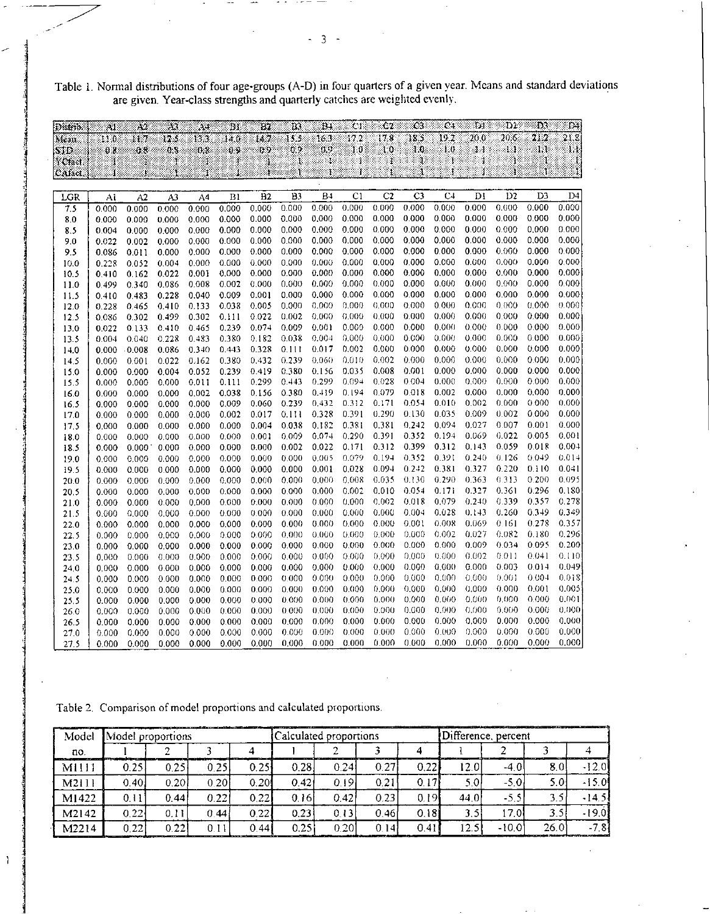Table 1. Normal distributions of four age-groups (A-D) in four quarters of a given year. Means and standard deviations are given. Year-class strengths and quarterly catches are weighted evenly.

| Distrib. | A1 | A2 | A3 | A4 | B1 | B2 | B3 | B4 | C1 | C2 | C3 | C4 | D1 | D2 | D3 | D4 |
|---|---|---|---|---|---|---|---|---|---|---|---|---|---|---|---|---|
| Mean | 11.0 | 11.7 | 12.5 | 13.3 | 14.0 | 14.7 | 15.5 | 16.3 | 17.2 | 17.8 | 18.5 | 19.2 | 20.0 | 20.6 | 21.2 | 21.8 |
| STD | 0.8 | 0.8 | 0.8 | 0.8 | 0.9 | 0.9 | 0.9 | 0.9 | 1.0 | 1.0 | 1.0 | 1.0 | 1.1 | 1.1 | 1.1 | 1.1 |
| YCfact. | 1 | 1 | 1 | 1 | 1 | 1 | 1 | 1 | 1 | 1 | 1 | 1 | 1 | 1 | 1 | 1 |
| CAfact. | 1 | 1 | 1 | 1 | 1 | 1 | 1 | 1 | 1 | 1 | 1 | 1 | 1 | 1 | 1 | 1 |

| LGR | A1 | A2 | A3 | A4 | B1 | B2 | B3 | B4 | C1 | C2 | C3 | C4 | D1 | D2 | D3 | D4 |
|---|---|---|---|---|---|---|---|---|---|---|---|---|---|---|---|---|
| 7.5 | 0.000 | 0.000 | 0.000 | 0.000 | 0.000 | 0.000 | 0.000 | 0.000 | 0.000 | 0.000 | 0.000 | 0.000 | 0.000 | 0.000 | 0.000 | 0.000 |
| 8.0 | 0.000 | 0.000 | 0.000 | 0.000 | 0.000 | 0.000 | 0.000 | 0.000 | 0.000 | 0.000 | 0.000 | 0.000 | 0.000 | 0.000 | 0.000 | 0.000 |
| 8.5 | 0.004 | 0.000 | 0.000 | 0.000 | 0.000 | 0.000 | 0.000 | 0.000 | 0.000 | 0.000 | 0.000 | 0.000 | 0.000 | 0.000 | 0.000 | 0.000 |
| 9.0 | 0.022 | 0.002 | 0.000 | 0.000 | 0.000 | 0.000 | 0.000 | 0.000 | 0.000 | 0.000 | 0.000 | 0.000 | 0.000 | 0.000 | 0.000 | 0.000 |
| 9.5 | 0.086 | 0.011 | 0.000 | 0.000 | 0.000 | 0.000 | 0.000 | 0.000 | 0.000 | 0.000 | 0.000 | 0.000 | 0.000 | 0.000 | 0.000 | 0.000 |
| 10.0 | 0.228 | 0.052 | 0.004 | 0.000 | 0.000 | 0.000 | 0.000 | 0.000 | 0.000 | 0.000 | 0.000 | 0.000 | 0.000 | 0.000 | 0.000 | 0.000 |
| 10.5 | 0.410 | 0.162 | 0.022 | 0.001 | 0.000 | 0.000 | 0.000 | 0.000 | 0.000 | 0.000 | 0.000 | 0.000 | 0.000 | 0.000 | 0.000 | 0.000 |
| 11.0 | 0.499 | 0.340 | 0.086 | 0.008 | 0.002 | 0.000 | 0.000 | 0.000 | 0.000 | 0.000 | 0.000 | 0.000 | 0.000 | 0.000 | 0.000 | 0.000 |
| 11.5 | 0.410 | 0.483 | 0.228 | 0.040 | 0.009 | 0.001 | 0.000 | 0.000 | 0.000 | 0.000 | 0.000 | 0.000 | 0.000 | 0.000 | 0.000 | 0.000 |
| 12.0 | 0.228 | 0.465 | 0.410 | 0.133 | 0.038 | 0.005 | 0.000 | 0.000 | 0.000 | 0.000 | 0.000 | 0.000 | 0.000 | 0.000 | 0.000 | 0.000 |
| 12.5 | 0.086 | 0.302 | 0.499 | 0.302 | 0.111 | 0.022 | 0.002 | 0.000 | 0.000 | 0.000 | 0.000 | 0.000 | 0.000 | 0.000 | 0.000 | 0.000 |
| 13.0 | 0.022 | 0.133 | 0.410 | 0.465 | 0.239 | 0.074 | 0.009 | 0.001 | 0.000 | 0.000 | 0.000 | 0.000 | 0.000 | 0.000 | 0.000 | 0.000 |
| 13.5 | 0.004 | 0.040 | 0.228 | 0.483 | 0.380 | 0.182 | 0.038 | 0.004 | 0.000 | 0.000 | 0.000 | 0.000 | 0.000 | 0.000 | 0.000 | 0.000 |
| 14.0 | 0.000 | 0.008 | 0.086 | 0.340 | 0.443 | 0.328 | 0.111 | 0.017 | 0.002 | 0.000 | 0.000 | 0.000 | 0.000 | 0.000 | 0.000 | 0.000 |
| 14.5 | 0.000 | 0.001 | 0.022 | 0.162 | 0.380 | 0.432 | 0.239 | 0.060 | 0.010 | 0.002 | 0.000 | 0.000 | 0.000 | 0.000 | 0.000 | 0.000 |
| 15.0 | 0.000 | 0.000 | 0.004 | 0.052 | 0.239 | 0.419 | 0.380 | 0.156 | 0.035 | 0.008 | 0.001 | 0.000 | 0.000 | 0.000 | 0.000 | 0.000 |
| 15.5 | 0.000 | 0.000 | 0.000 | 0.011 | 0.111 | 0.299 | 0.443 | 0.299 | 0.094 | 0.028 | 0.004 | 0.000 | 0.000 | 0.000 | 0.000 | 0.000 |
| 16.0 | 0.000 | 0.000 | 0.000 | 0.002 | 0.038 | 0.156 | 0.380 | 0.419 | 0.194 | 0.079 | 0.018 | 0.002 | 0.000 | 0.000 | 0.000 | 0.000 |
| 16.5 | 0.000 | 0.000 | 0.000 | 0.000 | 0.009 | 0.060 | 0.239 | 0.432 | 0.312 | 0.171 | 0.054 | 0.010 | 0.002 | 0.000 | 0.000 | 0.000 |
| 17.0 | 0.000 | 0.000 | 0.000 | 0.000 | 0.002 | 0.017 | 0.111 | 0.328 | 0.391 | 0.290 | 0.130 | 0.035 | 0.009 | 0.002 | 0.000 | 0.000 |
| 17.5 | 0.000 | 0.000 | 0.000 | 0.000 | 0.000 | 0.004 | 0.038 | 0.182 | 0.381 | 0.381 | 0.242 | 0.094 | 0.027 | 0.007 | 0.001 | 0.000 |
| 18.0 | 0.000 | 0.000 | 0.000 | 0.000 | 0.000 | 0.001 | 0.009 | 0.074 | 0.290 | 0.391 | 0.352 | 0.194 | 0.069 | 0.022 | 0.005 | 0.001 |
| 18.5 | 0.000 | 0.000 | 0.000 | 0.000 | 0.000 | 0.000 | 0.002 | 0.022 | 0.171 | 0.312 | 0.399 | 0.312 | 0.143 | 0.059 | 0.018 | 0.004 |
| 19.0 | 0.000 | 0.000 | 0.000 | 0.000 | 0.000 | 0.000 | 0.000 | 0.005 | 0.079 | 0.194 | 0.352 | 0.391 | 0.240 | 0.126 | 0.049 | 0.014 |
| 19.5 | 0.000 | 0.000 | 0.000 | 0.000 | 0.000 | 0.000 | 0.000 | 0.001 | 0.028 | 0.094 | 0.242 | 0.381 | 0.327 | 0.220 | 0.110 | 0.041 |
| 20.0 | 0.000 | 0.000 | 0.000 | 0.000 | 0.000 | 0.000 | 0.000 | 0.000 | 0.008 | 0.035 | 0.130 | 0.290 | 0.363 | 0.313 | 0.200 | 0.095 |
| 20.5 | 0.000 | 0.000 | 0.000 | 0.000 | 0.000 | 0.000 | 0.000 | 0.000 | 0.002 | 0.010 | 0.054 | 0.171 | 0.327 | 0.361 | 0.296 | 0.180 |
| 21.0 | 0.000 | 0.000 | 0.000 | 0.000 | 0.000 | 0.000 | 0.000 | 0.000 | 0.000 | 0.002 | 0.018 | 0.079 | 0.240 | 0.339 | 0.357 | 0.278 |
| 21.5 | 0.000 | 0.000 | 0.000 | 0.000 | 0.000 | 0.000 | 0.000 | 0.000 | 0.000 | 0.000 | 0.004 | 0.028 | 0.143 | 0.260 | 0.349 | 0.349 |
| 22.0 | 0.000 | 0.000 | 0.000 | 0.000 | 0.000 | 0.000 | 0.000 | 0.000 | 0.000 | 0.000 | 0.001 | 0.008 | 0.069 | 0.161 | 0.278 | 0.357 |
| 22.5 | 0.000 | 0.000 | 0.000 | 0.000 | 0.000 | 0.000 | 0.000 | 0.000 | 0.000 | 0.000 | 0.000 | 0.002 | 0.027 | 0.082 | 0.180 | 0.296 |
| 23.0 | 0.000 | 0.000 | 0.000 | 0.000 | 0.000 | 0.000 | 0.000 | 0.000 | 0.000 | 0.000 | 0.000 | 0.000 | 0.009 | 0.034 | 0.095 | 0.200 |
| 23.5 | 0.000 | 0.000 | 0.000 | 0.000 | 0.000 | 0.000 | 0.000 | 0.000 | 0.000 | 0.000 | 0.000 | 0.000 | 0.002 | 0.011 | 0.041 | 0.110 |
| 24.0 | 0.000 | 0.000 | 0.000 | 0.000 | 0.000 | 0.000 | 0.000 | 0.000 | 0.000 | 0.000 | 0.000 | 0.000 | 0.000 | 0.003 | 0.014 | 0.049 |
| 24.5 | 0.000 | 0.000 | 0.000 | 0.000 | 0.000 | 0.000 | 0.000 | 0.000 | 0.000 | 0.000 | 0.000 | 0.000 | 0.000 | 0.001 | 0.004 | 0.018 |
| 25.0 | 0.000 | 0.000 | 0.000 | 0.000 | 0.000 | 0.000 | 0.000 | 0.000 | 0.000 | 0.000 | 0.000 | 0.000 | 0.000 | 0.000 | 0.001 | 0.005 |
| 25.5 | 0.000 | 0.000 | 0.000 | 0.000 | 0.000 | 0.000 | 0.000 | 0.000 | 0.000 | 0.000 | 0.000 | 0.000 | 0.000 | 0.000 | 0.000 | 0.001 |
| 26.0 | 0.000 | 0.000 | 0.000 | 0.000 | 0.000 | 0.000 | 0.000 | 0.000 | 0.000 | 0.000 | 0.000 | 0.000 | 0.000 | 0.000 | 0.000 | 0.000 |
| 26.5 | 0.000 | 0.000 | 0.000 | 0.000 | 0.000 | 0.000 | 0.000 | 0.000 | 0.000 | 0.000 | 0.000 | 0.000 | 0.000 | 0.000 | 0.000 | 0.000 |
| 27.0 | 0.000 | 0.000 | 0.000 | 0.000 | 0.000 | 0.000 | 0.000 | 0.000 | 0.000 | 0.000 | 0.000 | 0.000 | 0.000 | 0.000 | 0.000 | 0.000 |
| 27.5 | 0.000 | 0.000 | 0.000 | 0.000 | 0.000 | 0.000 | 0.000 | 0.000 | 0.000 | 0.000 | 0.000 | 0.000 | 0.000 | 0.000 | 0.000 | 0.000 |

Table 2. Comparison of model proportions and calculated proportions.

| Model | Model proportions | | | | Calculated proportions | | | | Difference, percent | | | |
|---|---|---|---|---|---|---|---|---|---|---|---|---|
| no. | 1 | 2 | 3 | 4 | 1 | 2 | 3 | 4 | 1 | 2 | 3 | 4 |
| M1111 | 0.25 | 0.25 | 0.25 | 0.25 | 0.28 | 0.24 | 0.27 | 0.22 | 12.0 | -4.0 | 8.0 | -12.0 |
| M2111 | 0.40 | 0.20 | 0.20 | 0.20 | 0.42 | 0.19 | 0.21 | 0.17 | 5.0 | -5.0 | 5.0 | -15.0 |
| M1422 | 0.11 | 0.44 | 0.22 | 0.22 | 0.16 | 0.42 | 0.23 | 0.19 | 44.0 | -5.5 | 3.5 | -14.5 |
| M2142 | 0.22 | 0.11 | 0.44 | 0.22 | 0.23 | 0.13 | 0.46 | 0.18 | 3.5 | 17.0 | 3.5 | -19.0 |
| M2214 | 0.22 | 0.22 | 0.11 | 0.44 | 0.25 | 0.20 | 0.14 | 0.41 | 12.5 | -10.0 | 26.0 | -7.8 |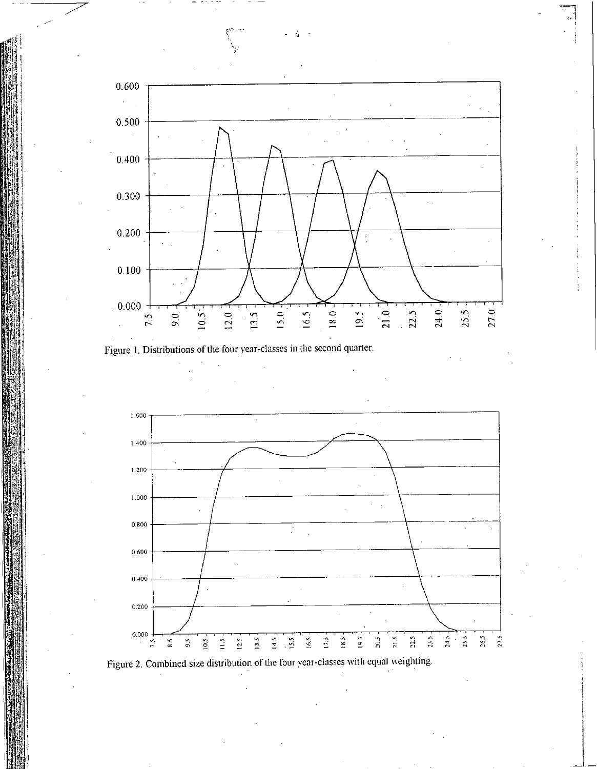Figure 1. Distributions of the four year-classes in the second quarter.

Figure 2. Combined size distribution of the four year-classes with equal weighting.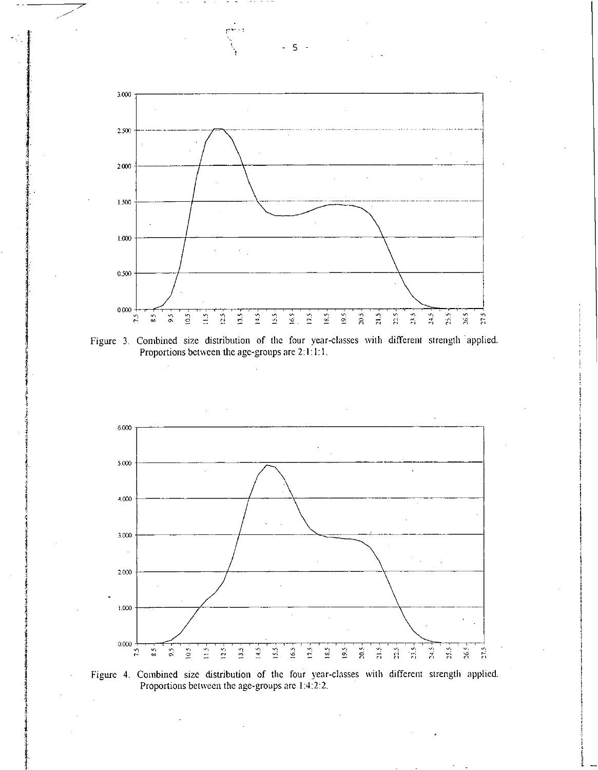Figure 3. Combined size distribution of the four year-classes with different strength applied. Proportions between the age-groups are 2:1:1:1.

Figure 4. Combined size distribution of the four year-classes with different strength applied. Proportions between the age-groups are 1:4:2:2.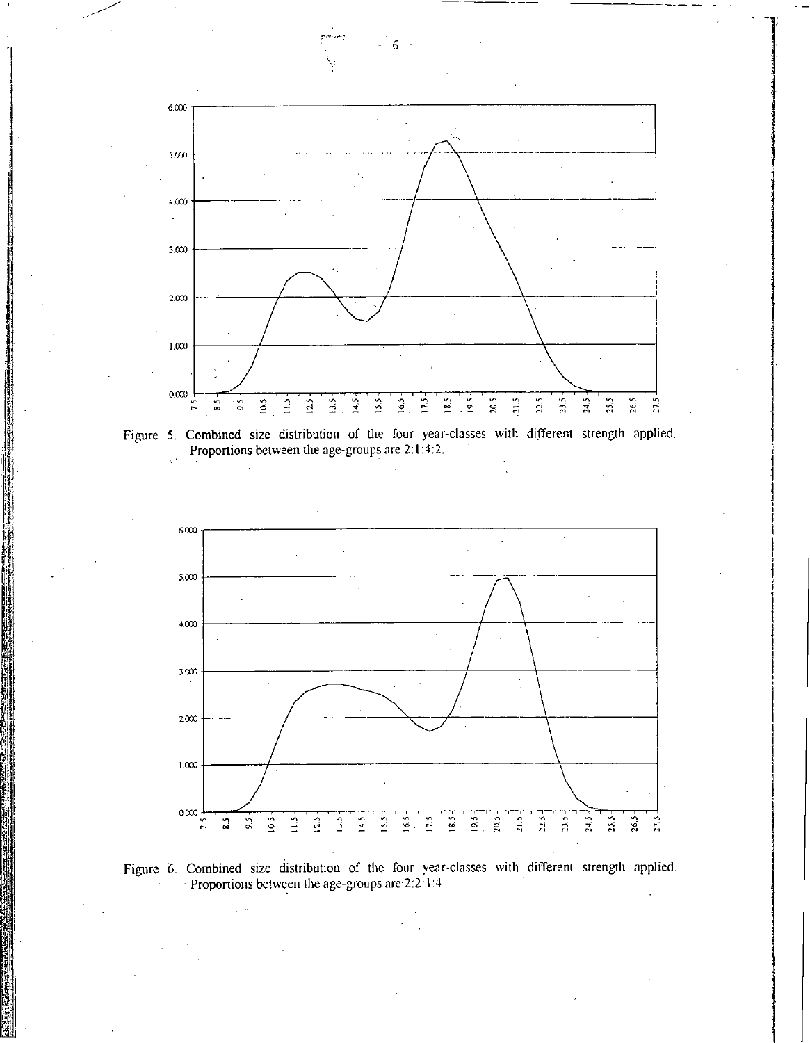Figure 5. Combined size distribution of the four year-classes with different strength applied. Proportions between the age-groups are 2:1:4:2.

Figure 6. Combined size distribution of the four year-classes with different strength applied. Proportions between the age-groups are 2:2:1:4.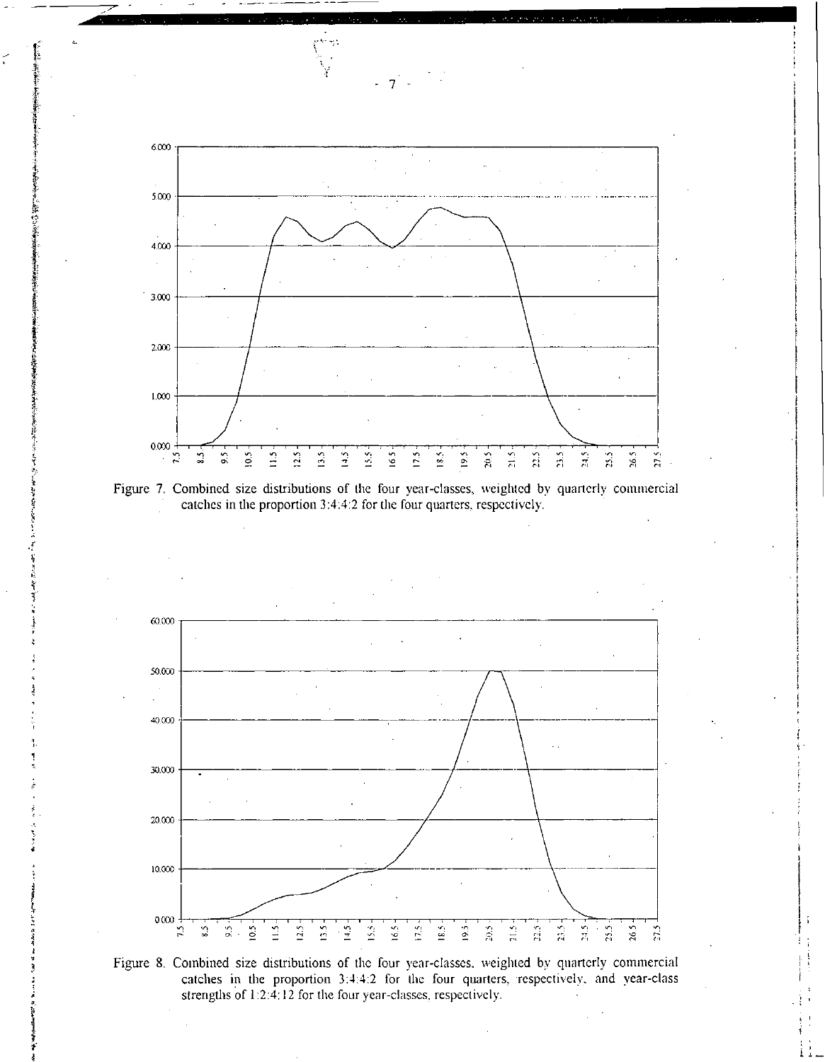Figure 7. Combined size distributions of the four year-classes, weighted by quarterly commercial catches in the proportion 3:4:4:2 for the four quarters, respectively.

Figure 8. Combined size distributions of the four year-classes, weighted by quarterly commercial catches in the proportion 3:4:4:2 for the four quarters, respectively, and year-class strengths of 1:2:4:12 for the four year-classes, respectively.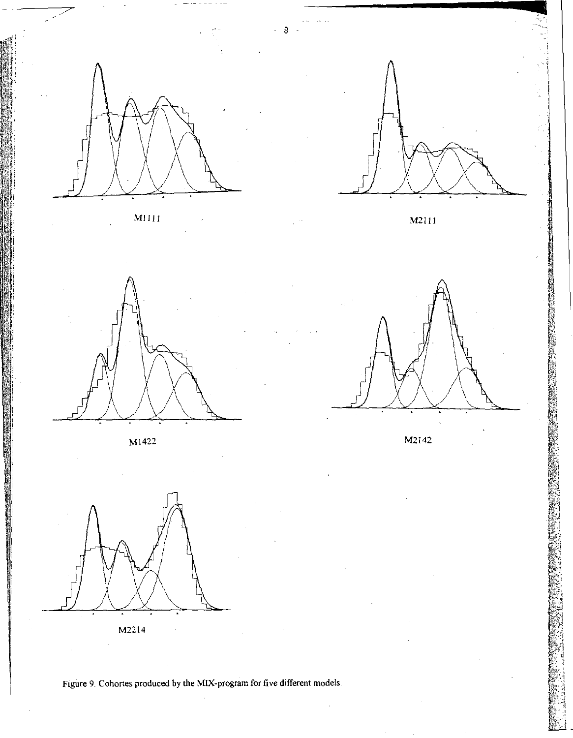M1111

M2111

M1422

M2142

M2214

Figure 9. Cohortes produced by the MIX-program for five different models.